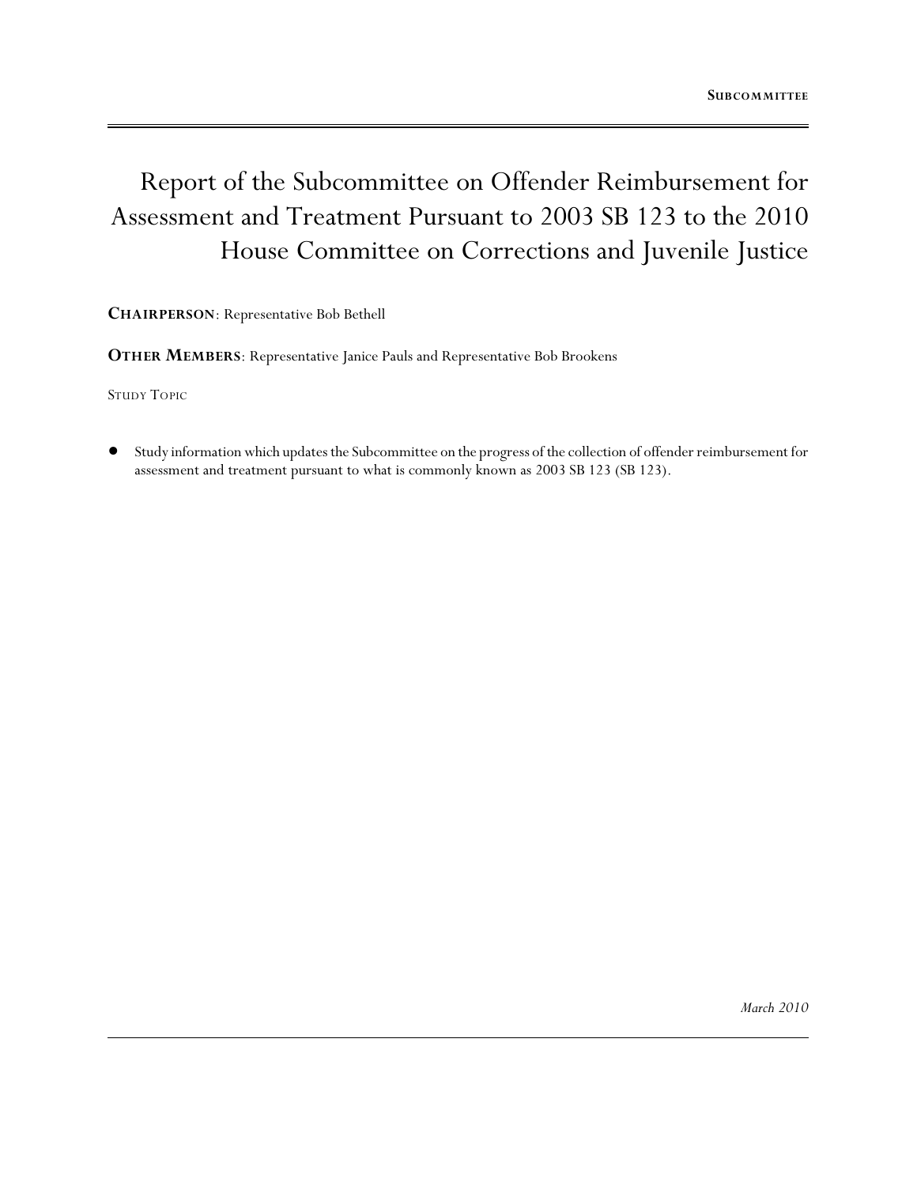# Report of the Subcommittee on Offender Reimbursement for Assessment and Treatment Pursuant to 2003 SB 123 to the 2010 House Committee on Corrections and Juvenile Justice

**CHAIRPERSON**: Representative Bob Bethell

**OTHER MEMBERS**: Representative Janice Pauls and Representative Bob Brookens

STUDY TOPIC

- Study information which updates the Subcommittee on the progress of the collection of offender reimbursement for assessment and treatment pursuant to what is commonly known as 2003 SB 123 (SB 123).

*March 2010*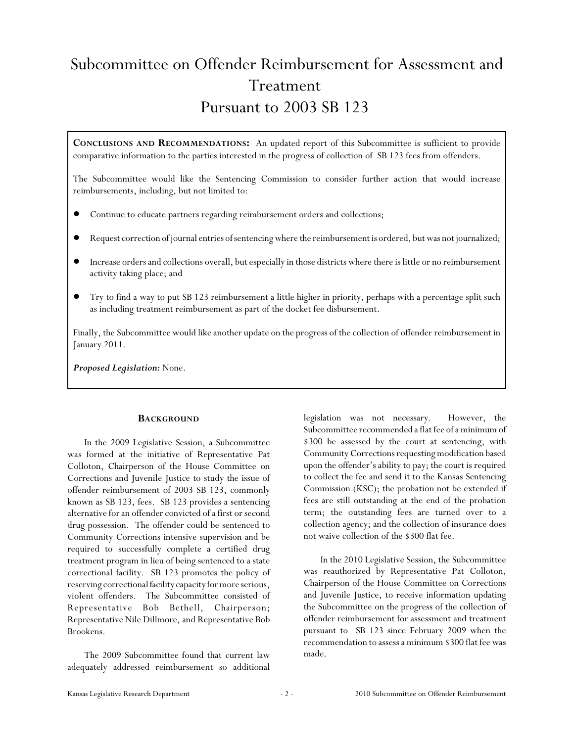# Subcommittee on Offender Reimbursement for Assessment and Treatment

## Pursuant to 2003 SB 123

**Conclusions and Recommendations:** An updated report of this Subcommittee is sufficient to provide comparative information to the parties interested in the progress of collection of SB 123 fees from offenders.

The Subcommittee would like the Sentencing Commission to consider further action that would increase reimbursements, including, but not limited to:

- Continue to educate partners regarding reimbursement orders and collections;
- Request correction of journal entries of sentencing where the reimbursement is ordered, but was not journalized;
- Increase orders and collections overall, but especially in those districts where there is little or no reimbursement activity taking place; and
- Try to find a way to put SB 123 reimbursement a little higher in priority, perhaps with a percentage split such as including treatment reimbursement as part of the docket fee disbursement.

Finally, the Subcommittee would like another update on the progress of the collection of offender reimbursement in January 2011.

***Proposed Legislation:*** None.

### Background

In the 2009 Legislative Session, a Subcommittee was formed at the initiative of Representative Pat Colloton, Chairperson of the House Committee on Corrections and Juvenile Justice to study the issue of offender reimbursement of 2003 SB 123, commonly known as SB 123, fees. SB 123 provides a sentencing alternative for an offender convicted of a first or second drug possession. The offender could be sentenced to Community Corrections intensive supervision and be required to successfully complete a certified drug treatment program in lieu of being sentenced to a state correctional facility. SB 123 promotes the policy of reserving correctional facility capacity for more serious, violent offenders. The Subcommittee consisted of Representative Bob Bethell, Chairperson; Representative Nile Dillmore, and Representative Bob Brookens.

The 2009 Subcommittee found that current law adequately addressed reimbursement so additional legislation was not necessary. However, the Subcommittee recommended a flat fee of a minimum of $300 be assessed by the court at sentencing, with Community Corrections requesting modification based upon the offender's ability to pay; the court is required to collect the fee and send it to the Kansas Sentencing Commission (KSC); the probation not be extended if fees are still outstanding at the end of the probation term; the outstanding fees are turned over to a collection agency; and the collection of insurance does not waive collection of the $300 flat fee.

In the 2010 Legislative Session, the Subcommittee was reauthorized by Representative Pat Colloton, Chairperson of the House Committee on Corrections and Juvenile Justice, to receive information updating the Subcommittee on the progress of the collection of offender reimbursement for assessment and treatment pursuant to SB 123 since February 2009 when the recommendation to assess a minimum $300 flat fee was made.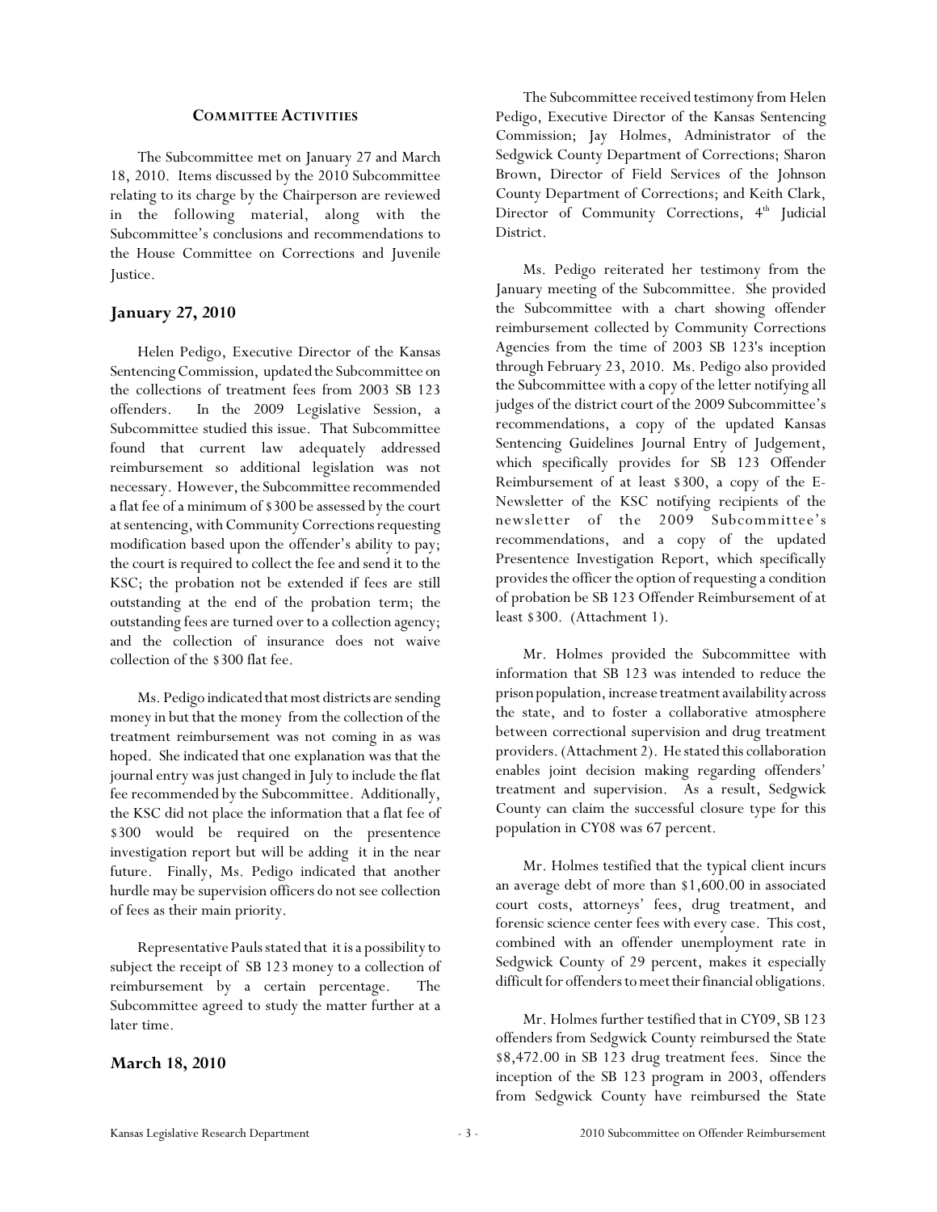## Committee Activities

The Subcommittee met on January 27 and March 18, 2010. Items discussed by the 2010 Subcommittee relating to its charge by the Chairperson are reviewed in the following material, along with the Subcommittee's conclusions and recommendations to the House Committee on Corrections and Juvenile Justice.

### January 27, 2010

Helen Pedigo, Executive Director of the Kansas Sentencing Commission, updated the Subcommittee on the collections of treatment fees from 2003 SB 123 offenders. In the 2009 Legislative Session, a Subcommittee studied this issue. That Subcommittee found that current law adequately addressed reimbursement so additional legislation was not necessary. However, the Subcommittee recommended a flat fee of a minimum of $300 be assessed by the court at sentencing, with Community Corrections requesting modification based upon the offender's ability to pay; the court is required to collect the fee and send it to the KSC; the probation not be extended if fees are still outstanding at the end of the probation term; the outstanding fees are turned over to a collection agency; and the collection of insurance does not waive collection of the $300 flat fee.

Ms. Pedigo indicated that most districts are sending money in but that the money from the collection of the treatment reimbursement was not coming in as was hoped. She indicated that one explanation was that the journal entry was just changed in July to include the flat fee recommended by the Subcommittee. Additionally, the KSC did not place the information that a flat fee of $300 would be required on the presentence investigation report but will be adding it in the near future. Finally, Ms. Pedigo indicated that another hurdle may be supervision officers do not see collection of fees as their main priority.

Representative Pauls stated that it is a possibility to subject the receipt of SB 123 money to a collection of reimbursement by a certain percentage. The Subcommittee agreed to study the matter further at a later time.

### March 18, 2010

The Subcommittee received testimony from Helen Pedigo, Executive Director of the Kansas Sentencing Commission; Jay Holmes, Administrator of the Sedgwick County Department of Corrections; Sharon Brown, Director of Field Services of the Johnson County Department of Corrections; and Keith Clark, Director of Community Corrections, 4th Judicial District.

Ms. Pedigo reiterated her testimony from the January meeting of the Subcommittee. She provided the Subcommittee with a chart showing offender reimbursement collected by Community Corrections Agencies from the time of 2003 SB 123's inception through February 23, 2010. Ms. Pedigo also provided the Subcommittee with a copy of the letter notifying all judges of the district court of the 2009 Subcommittee's recommendations, a copy of the updated Kansas Sentencing Guidelines Journal Entry of Judgement, which specifically provides for SB 123 Offender Reimbursement of at least $300, a copy of the E-Newsletter of the KSC notifying recipients of the newsletter of the 2009 Subcommittee's recommendations, and a copy of the updated Presentence Investigation Report, which specifically provides the officer the option of requesting a condition of probation be SB 123 Offender Reimbursement of at least $300. (Attachment 1).

Mr. Holmes provided the Subcommittee with information that SB 123 was intended to reduce the prison population, increase treatment availability across the state, and to foster a collaborative atmosphere between correctional supervision and drug treatment providers. (Attachment 2). He stated this collaboration enables joint decision making regarding offenders' treatment and supervision. As a result, Sedgwick County can claim the successful closure type for this population in CY08 was 67 percent.

Mr. Holmes testified that the typical client incurs an average debt of more than $1,600.00 in associated court costs, attorneys' fees, drug treatment, and forensic science center fees with every case. This cost, combined with an offender unemployment rate in Sedgwick County of 29 percent, makes it especially difficult for offenders to meet their financial obligations.

Mr. Holmes further testified that in CY09, SB 123 offenders from Sedgwick County reimbursed the State $8,472.00 in SB 123 drug treatment fees. Since the inception of the SB 123 program in 2003, offenders from Sedgwick County have reimbursed the State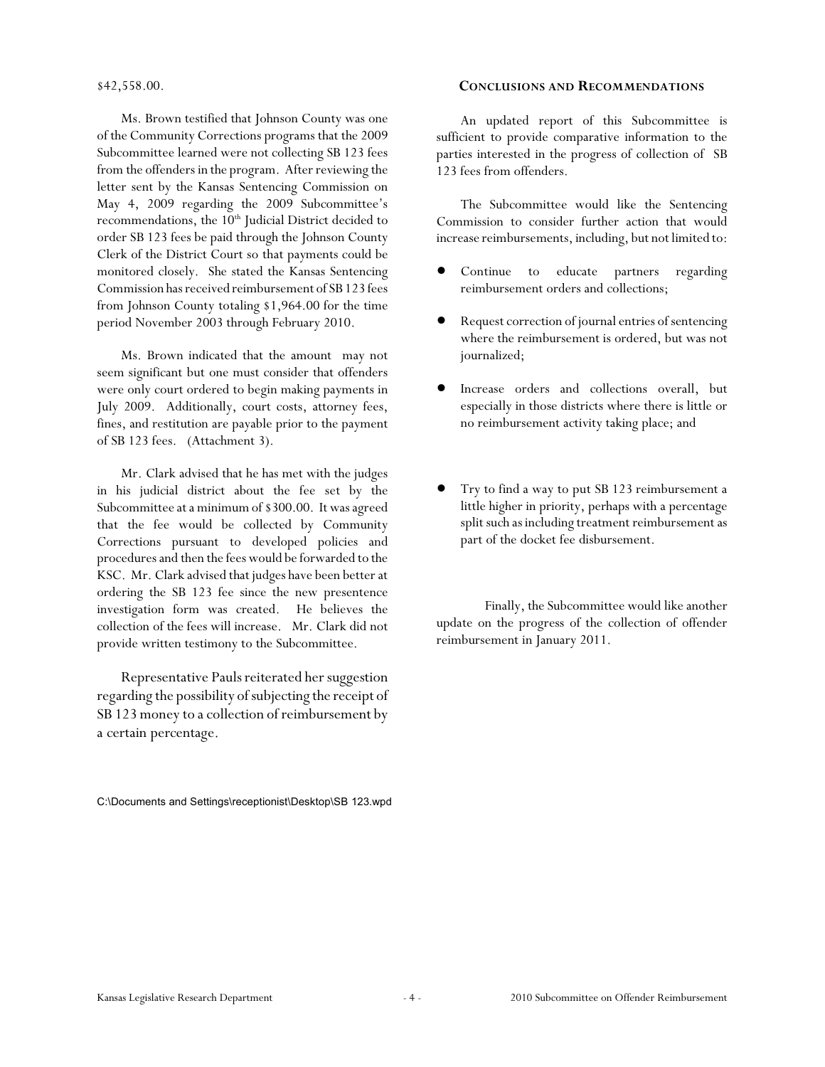$42,558.00.

Ms. Brown testified that Johnson County was one of the Community Corrections programs that the 2009 Subcommittee learned were not collecting SB 123 fees from the offenders in the program. After reviewing the letter sent by the Kansas Sentencing Commission on May 4, 2009 regarding the 2009 Subcommittee's recommendations, the 10th Judicial District decided to order SB 123 fees be paid through the Johnson County Clerk of the District Court so that payments could be monitored closely. She stated the Kansas Sentencing Commission has received reimbursement of SB 123 fees from Johnson County totaling $1,964.00 for the time period November 2003 through February 2010.

Ms. Brown indicated that the amount may not seem significant but one must consider that offenders were only court ordered to begin making payments in July 2009. Additionally, court costs, attorney fees, fines, and restitution are payable prior to the payment of SB 123 fees. (Attachment 3).

Mr. Clark advised that he has met with the judges in his judicial district about the fee set by the Subcommittee at a minimum of $300.00. It was agreed that the fee would be collected by Community Corrections pursuant to developed policies and procedures and then the fees would be forwarded to the KSC. Mr. Clark advised that judges have been better at ordering the SB 123 fee since the new presentence investigation form was created. He believes the collection of the fees will increase. Mr. Clark did not provide written testimony to the Subcommittee.

Representative Pauls reiterated her suggestion regarding the possibility of subjecting the receipt of SB 123 money to a collection of reimbursement by a certain percentage.

C:\Documents and Settings\receptionist\Desktop\SB 123.wpd

## Conclusions and Recommendations

An updated report of this Subcommittee is sufficient to provide comparative information to the parties interested in the progress of collection of SB 123 fees from offenders.

The Subcommittee would like the Sentencing Commission to consider further action that would increase reimbursements, including, but not limited to:

- Continue to educate partners regarding reimbursement orders and collections;
- Request correction of journal entries of sentencing where the reimbursement is ordered, but was not journalized;
- Increase orders and collections overall, but especially in those districts where there is little or no reimbursement activity taking place; and
- Try to find a way to put SB 123 reimbursement a little higher in priority, perhaps with a percentage split such as including treatment reimbursement as part of the docket fee disbursement.

Finally, the Subcommittee would like another update on the progress of the collection of offender reimbursement in January 2011.